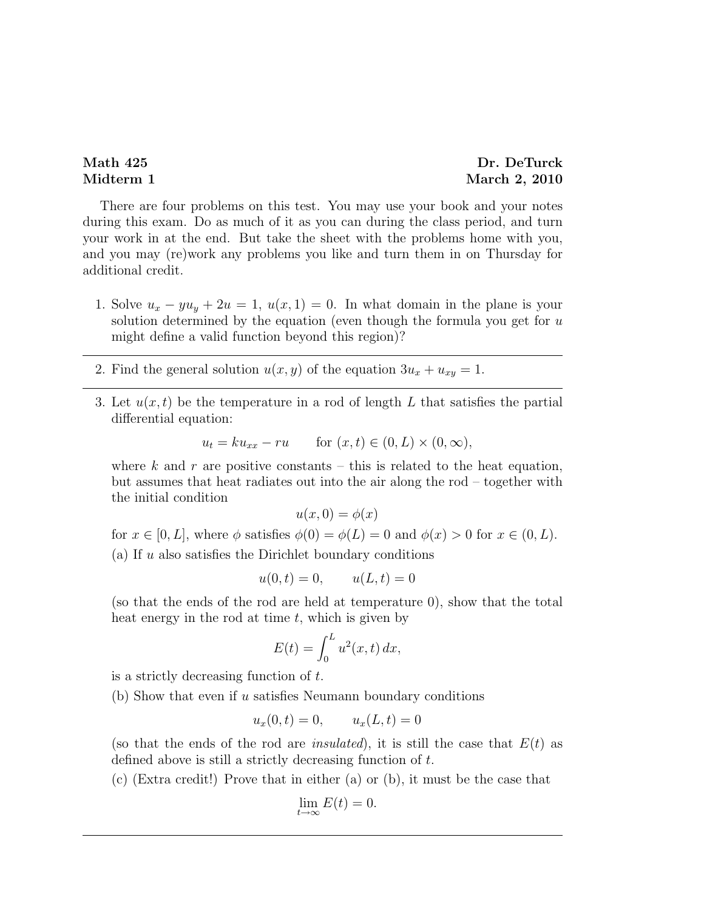**Math 425** **Dr. DeTurck**
**Midterm 1** **March 2, 2010**

There are four problems on this test. You may use your book and your notes during this exam. Do as much of it as you can during the class period, and turn your work in at the end. But take the sheet with the problems home with you, and you may (re)work any problems you like and turn them in on Thursday for additional credit.

1. Solve $u_x - yu_y + 2u = 1$, $u(x, 1) = 0$. In what domain in the plane is your solution determined by the equation (even though the formula you get for $u$ might define a valid function beyond this region)?

---

2. Find the general solution $u(x, y)$ of the equation $3u_x + u_{xy} = 1$.

---

3. Let $u(x, t)$ be the temperature in a rod of length $L$ that satisfies the partial differential equation:

$$u_t = ku_{xx} - ru \qquad \text{for } (x, t) \in (0, L) \times (0, \infty),$$

where $k$ and $r$ are positive constants – this is related to the heat equation, but assumes that heat radiates out into the air along the rod – together with the initial condition

$$u(x, 0) = \phi(x)$$

for $x \in [0, L]$, where $\phi$ satisfies $\phi(0) = \phi(L) = 0$ and $\phi(x) > 0$ for $x \in (0, L)$.

(a) If $u$ also satisfies the Dirichlet boundary conditions

$$u(0, t) = 0, \qquad u(L, t) = 0$$

(so that the ends of the rod are held at temperature 0), show that the total heat energy in the rod at time $t$, which is given by

$$E(t) = \int_0^L u^2(x, t)\, dx,$$

is a strictly decreasing function of $t$.

(b) Show that even if $u$ satisfies Neumann boundary conditions

$$u_x(0, t) = 0, \qquad u_x(L, t) = 0$$

(so that the ends of the rod are *insulated*), it is still the case that $E(t)$ as defined above is still a strictly decreasing function of $t$.

(c) (Extra credit!) Prove that in either (a) or (b), it must be the case that

$$\lim_{t \to \infty} E(t) = 0.$$

---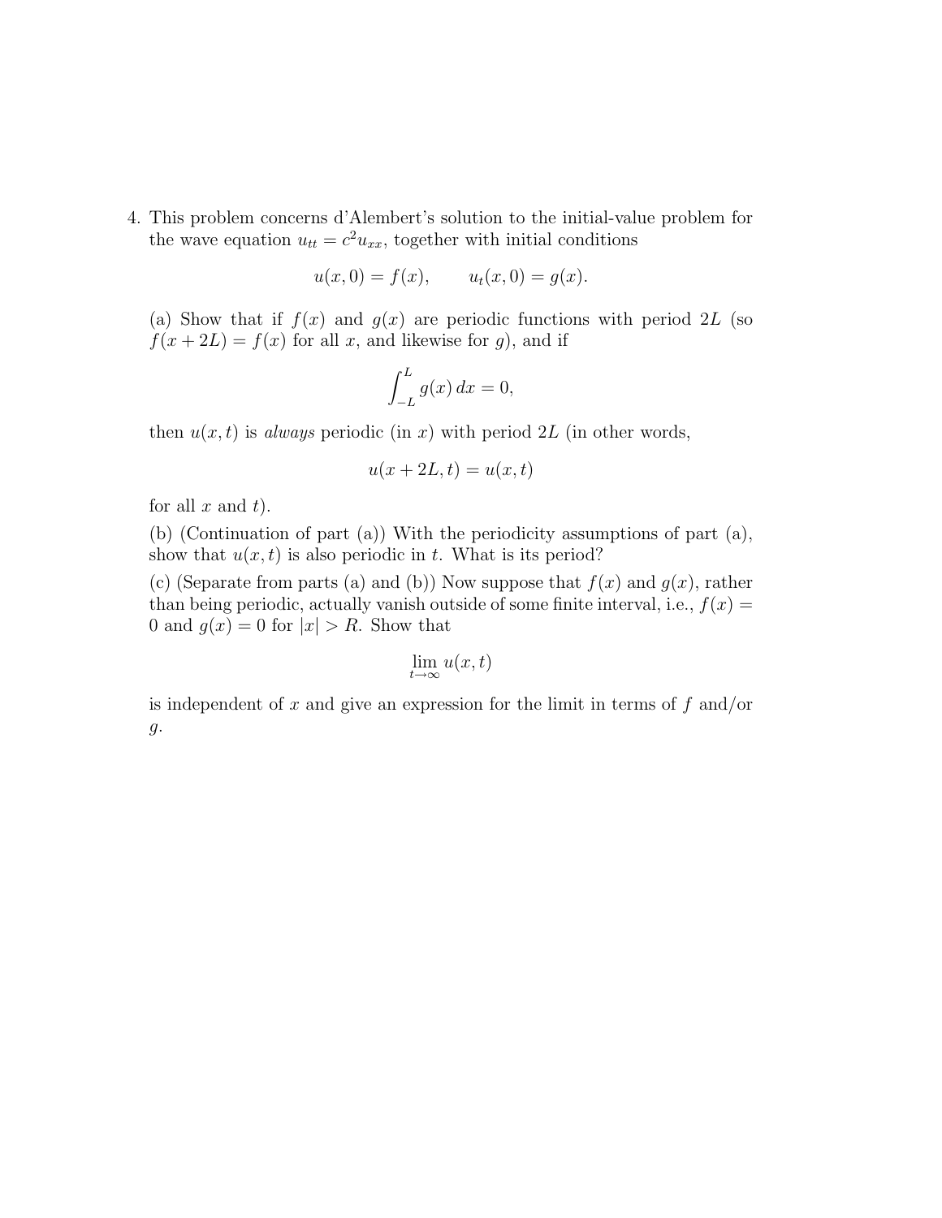4. This problem concerns d'Alembert's solution to the initial-value problem for the wave equation $u_{tt} = c^2 u_{xx}$, together with initial conditions

$$u(x, 0) = f(x), \qquad u_t(x, 0) = g(x).$$

(a) Show that if $f(x)$ and $g(x)$ are periodic functions with period $2L$ (so $f(x + 2L) = f(x)$ for all $x$, and likewise for $g$), and if

$$\int_{-L}^{L} g(x)\, dx = 0,$$

then $u(x, t)$ is *always* periodic (in $x$) with period $2L$ (in other words,

$$u(x + 2L, t) = u(x, t)$$

for all $x$ and $t$).

(b) (Continuation of part (a)) With the periodicity assumptions of part (a), show that $u(x, t)$ is also periodic in $t$. What is its period?

(c) (Separate from parts (a) and (b)) Now suppose that $f(x)$ and $g(x)$, rather than being periodic, actually vanish outside of some finite interval, i.e., $f(x) = 0$ and $g(x) = 0$ for $|x| > R$. Show that

$$\lim_{t \to \infty} u(x, t)$$

is independent of $x$ and give an expression for the limit in terms of $f$ and/or $g$.